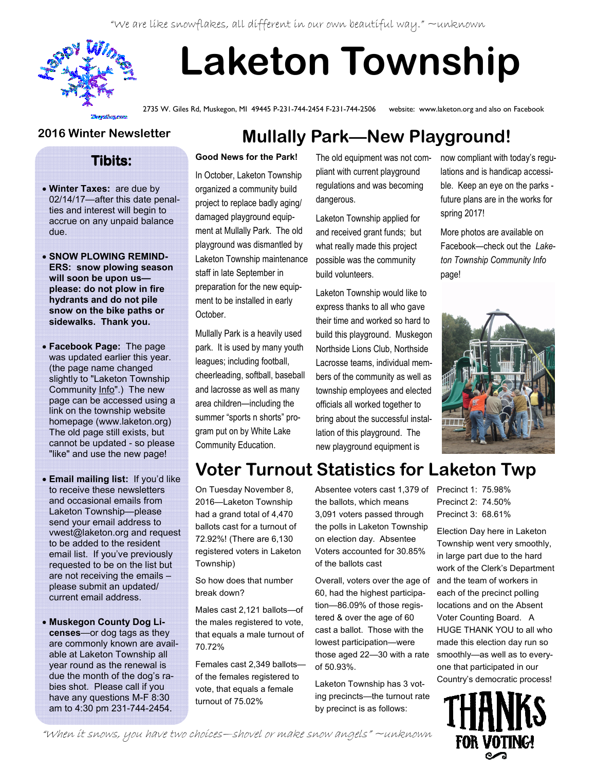"We are like snowflakes, all different in our own beautiful way." ~unknown

# Laketon Township

2735 W. Giles Rd, Muskegon, MI 49445 P-231-744-2454 F-231-744-2506 website: www.laketon.org and also on Facebook

**2016 Winter Newsletter**

## Tibits:

- **Winter Taxes:** are due by 02/14/17—after this date penalties and interest will begin to accrue on any unpaid balance due.
- **SNOW PLOWING REMINDERS: snow plowing season will soon be upon us—please: do not plow in fire hydrants and do not pile snow on the bike paths or sidewalks. Thank you.**
- **Facebook Page:** The page was updated earlier this year. (the page name changed slightly to "Laketon Township Community Info".) The new page can be accessed using a link on the township website homepage (www.laketon.org) The old page still exists, but cannot be updated - so please "like" and use the new page!
- **Email mailing list:** If you'd like to receive these newsletters and occasional emails from Laketon Township—please send your email address to vwest@laketon.org and request to be added to the resident email list. If you've previously requested to be on the list but are not receiving the emails – please submit an updated/ current email address.
- **Muskegon County Dog Licenses**—or dog tags as they are commonly known are available at Laketon Township all year round as the renewal is due the month of the dog's rabies shot. Please call if you have any questions M-F 8:30 am to 4:30 pm 231-744-2454.

## Mullally Park—New Playground!

**Good News for the Park!**

In October, Laketon Township organized a community build project to replace badly aging/ damaged playground equipment at Mullally Park. The old playground was dismantled by Laketon Township maintenance staff in late September in preparation for the new equipment to be installed in early October.

Mullally Park is a heavily used park. It is used by many youth leagues; including football, cheerleading, softball, baseball and lacrosse as well as many area children—including the summer "sports n shorts" program put on by White Lake Community Education.

The old equipment was not compliant with current playground regulations and was becoming dangerous.

Laketon Township applied for and received grant funds; but what really made this project possible was the community build volunteers.

Laketon Township would like to express thanks to all who gave their time and worked so hard to build this playground. Muskegon Northside Lions Club, Northside Lacrosse teams, individual members of the community as well as township employees and elected officials all worked together to bring about the successful installation of this playground. The new playground equipment is now compliant with today's regulations and is handicap accessible. Keep an eye on the parks - future plans are in the works for spring 2017!

More photos are available on Facebook—check out the *Laketon Township Community Info* page!

## Voter Turnout Statistics for Laketon Twp

On Tuesday November 8, 2016—Laketon Township had a grand total of 4,470 ballots cast for a turnout of 72.92%! (There are 6,130 registered voters in Laketon Township)

So how does that number break down?

Males cast 2,121 ballots—of the males registered to vote, that equals a male turnout of 70.72%

Females cast 2,349 ballots—of the females registered to vote, that equals a female turnout of 75.02%

Absentee voters cast 1,379 of the ballots, which means 3,091 voters passed through the polls in Laketon Township on election day. Absentee Voters accounted for 30.85% of the ballots cast

Overall, voters over the age of 60, had the highest participation—86.09% of those registered & over the age of 60 cast a ballot. Those with the lowest participation—were those aged 22—30 with a rate of 50.93%.

Laketon Township has 3 voting precincts—the turnout rate by precinct is as follows:

Precinct 1: 75.98%
Precinct 2: 74.50%
Precinct 3: 68.61%

Election Day here in Laketon Township went very smoothly, in large part due to the hard work of the Clerk's Department and the team of workers in each of the precinct polling locations and on the Absent Voter Counting Board. A HUGE THANK YOU to all who made this election day run so smoothly—as well as to everyone that participated in our Country's democratic process!

THANKS FOR VOTING!

"When it snows, you have two choices—shovel or make snow angels" ~unknown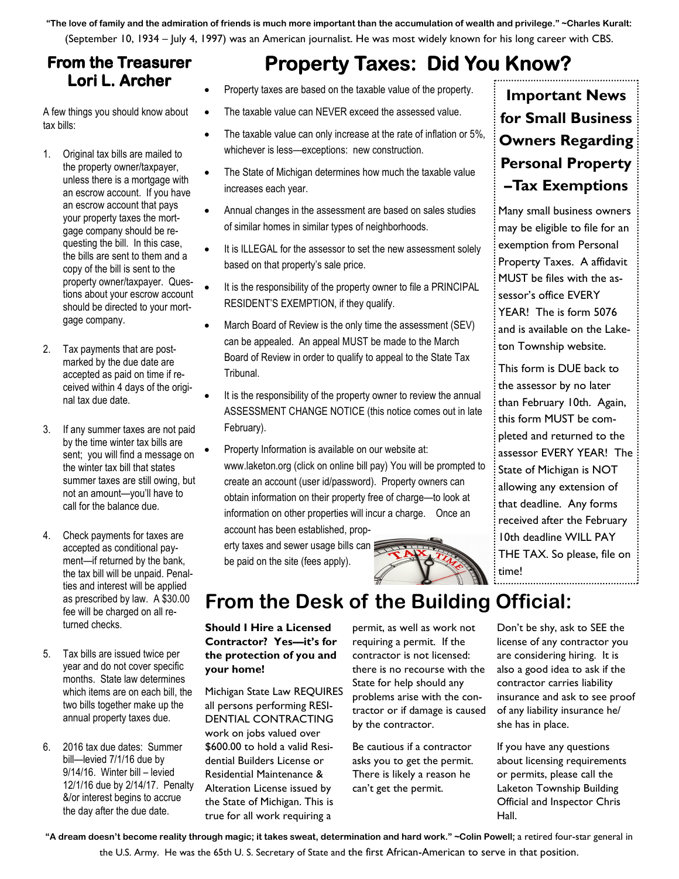**"The love of family and the admiration of friends is much more important than the accumulation of wealth and privilege." ~Charles Kuralt:** (September 10, 1934 – July 4, 1997) was an American journalist. He was most widely known for his long career with CBS.

## From the Treasurer Lori L. Archer

A few things you should know about tax bills:

1. Original tax bills are mailed to the property owner/taxpayer, unless there is a mortgage with an escrow account. If you have an escrow account that pays your property taxes the mortgage company should be requesting the bill. In this case, the bills are sent to them and a copy of the bill is sent to the property owner/taxpayer. Questions about your escrow account should be directed to your mortgage company.
2. Tax payments that are postmarked by the due date are accepted as paid on time if received within 4 days of the original tax due date.
3. If any summer taxes are not paid by the time winter tax bills are sent; you will find a message on the winter tax bill that states summer taxes are still owing, but not an amount—you'll have to call for the balance due.
4. Check payments for taxes are accepted as conditional payment—if returned by the bank, the tax bill will be unpaid. Penalties and interest will be applied as prescribed by law. A $30.00 fee will be charged on all returned checks.
5. Tax bills are issued twice per year and do not cover specific months. State law determines which items are on each bill, the two bills together make up the annual property taxes due.
6. 2016 tax due dates: Summer bill—levied 7/1/16 due by 9/14/16. Winter bill – levied 12/1/16 due by 2/14/17. Penalty &/or interest begins to accrue the day after the due date.

## Property Taxes: Did You Know?

- Property taxes are based on the taxable value of the property.
- The taxable value can NEVER exceed the assessed value.
- The taxable value can only increase at the rate of inflation or 5%, whichever is less—exceptions: new construction.
- The State of Michigan determines how much the taxable value increases each year.
- Annual changes in the assessment are based on sales studies of similar homes in similar types of neighborhoods.
- It is ILLEGAL for the assessor to set the new assessment solely based on that property's sale price.
- It is the responsibility of the property owner to file a PRINCIPAL RESIDENT'S EXEMPTION, if they qualify.
- March Board of Review is the only time the assessment (SEV) can be appealed. An appeal MUST be made to the March Board of Review in order to qualify to appeal to the State Tax Tribunal.
- It is the responsibility of the property owner to review the annual ASSESSMENT CHANGE NOTICE (this notice comes out in late February).
- Property Information is available on our website at: www.laketon.org (click on online bill pay) You will be prompted to create an account (user id/password). Property owners can obtain information on their property free of charge—to look at information on other properties will incur a charge. Once an account has been established, property taxes and sewer usage bills can be paid on the site (fees apply).

### Important News for Small Business Owners Regarding Personal Property –Tax Exemptions

Many small business owners may be eligible to file for an exemption from Personal Property Taxes. A affidavit MUST be files with the assessor's office EVERY YEAR! The is form 5076 and is available on the Laketon Township website.

This form is DUE back to the assessor by no later than February 10th. Again, this form MUST be completed and returned to the assessor EVERY YEAR! The State of Michigan is NOT allowing any extension of that deadline. Any forms received after the February 10th deadline WILL PAY THE TAX. So please, file on time!

## From the Desk of the Building Official:

**Should I Hire a Licensed Contractor? Yes—it's for the protection of you and your home!**

Michigan State Law REQUIRES all persons performing RESIDENTIAL CONTRACTING work on jobs valued over $600.00 to hold a valid Residential Builders License or Residential Maintenance & Alteration License issued by the State of Michigan. This is true for all work requiring a permit, as well as work not requiring a permit. If the contractor is not licensed: there is no recourse with the State for help should any problems arise with the contractor or if damage is caused by the contractor.

Be cautious if a contractor asks you to get the permit. There is likely a reason he can't get the permit.

Don't be shy, ask to SEE the license of any contractor you are considering hiring. It is also a good idea to ask if the contractor carries liability insurance and ask to see proof of any liability insurance he/she has in place.

If you have any questions about licensing requirements or permits, please call the Laketon Township Building Official and Inspector Chris Hall.

**"A dream doesn't become reality through magic; it takes sweat, determination and hard work." ~Colin Powell;** a retired four-star general in the U.S. Army. He was the 65th U. S. Secretary of State and the first African-American to serve in that position.